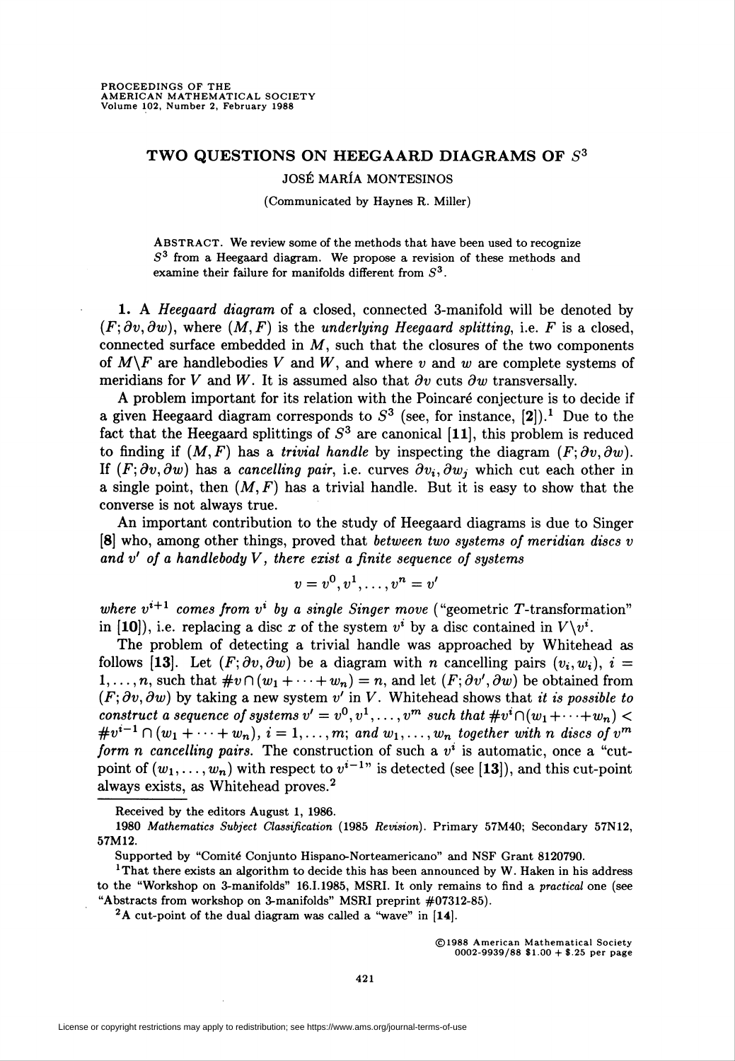# TWO QUESTIONS ON HEEGAARD DIAGRAMS OF $S^3$

JOSÉ MARÍA MONTESINOS

(Communicated by Haynes R. Miller)

ABSTRACT. We review some of the methods that have been used to recognize $S^3$ from a Heegaard diagram. We propose a revision of these methods and examine their failure for manifolds different from $S^3$.

**1.** A *Heegaard diagram* of a closed, connected 3-manifold will be denoted by $(F; \partial v, \partial w)$, where $(M, F)$ is the *underlying Heegaard splitting*, i.e. $F$ is a closed, connected surface embedded in $M$, such that the closures of the two components of $M \backslash F$ are handlebodies $V$ and $W$, and where $v$ and $w$ are complete systems of meridians for $V$ and $W$. It is assumed also that $\partial v$ cuts $\partial w$ transversally.

A problem important for its relation with the Poincaré conjecture is to decide if a given Heegaard diagram corresponds to $S^3$ (see, for instance, [2]).[1] Due to the fact that the Heegaard splittings of $S^3$ are canonical [11], this problem is reduced to finding if $(M, F)$ has a *trivial handle* by inspecting the diagram $(F; \partial v, \partial w)$. If $(F; \partial v, \partial w)$ has a *cancelling pair*, i.e. curves $\partial v_i, \partial w_j$ which cut each other in a single point, then $(M, F)$ has a trivial handle. But it is easy to show that the converse is not always true.

An important contribution to the study of Heegaard diagrams is due to Singer [8] who, among other things, proved that *between two systems of meridian discs $v$ and $v'$ of a handlebody $V$, there exist a finite sequence of systems*

$$v = v^0, v^1, \ldots, v^n = v'$$

*where $v^{i+1}$ comes from $v^i$ by a single Singer move* ("geometric $T$-transformation" in [10]), i.e. replacing a disc $x$ of the system $v^i$ by a disc contained in $V \backslash v^i$.

The problem of detecting a trivial handle was approached by Whitehead as follows [13]. Let $(F; \partial v, \partial w)$ be a diagram with $n$ cancelling pairs $(v_i, w_i)$, $i = 1, \ldots, n$, such that $\# v \cap (w_1 + \cdots + w_n) = n$, and let $(F; \partial v', \partial w)$ be obtained from $(F; \partial v, \partial w)$ by taking a new system $v'$ in $V$. Whitehead shows that *it is possible to construct a sequence of systems $v' = v^0, v^1, \ldots, v^m$ such that $\# v^i \cap (w_1 + \cdots + w_n) < \# v^{i-1} \cap (w_1 + \cdots + w_n)$, $i = 1, \ldots, m$; and $w_1, \ldots, w_n$ together with $n$ discs of $v^m$ form $n$ cancelling pairs.* The construction of such a $v^i$ is automatic, once a "cut-point of $(w_1, \ldots, w_n)$ with respect to $v^{i-1}$" is detected (see [13]), and this cut-point always exists, as Whitehead proves.[2]

---

Received by the editors August 1, 1986.

1980 *Mathematics Subject Classification* (1985 *Revision*). Primary 57M40; Secondary 57N12, 57M12.

Supported by "Comité Conjunto Hispano-Norteamericano" and NSF Grant 8120790.

[1] That there exists an algorithm to decide this has been announced by W. Haken in his address to the "Workshop on 3-manifolds" 16.I.1985, MSRI. It only remains to find a *practical* one (see "Abstracts from workshop on 3-manifolds" MSRI preprint #07312-85).

[2] A cut-point of the dual diagram was called a "wave" in [14].

©1988 American Mathematical Society
0002-9939/88 $1.00 + $.25 per page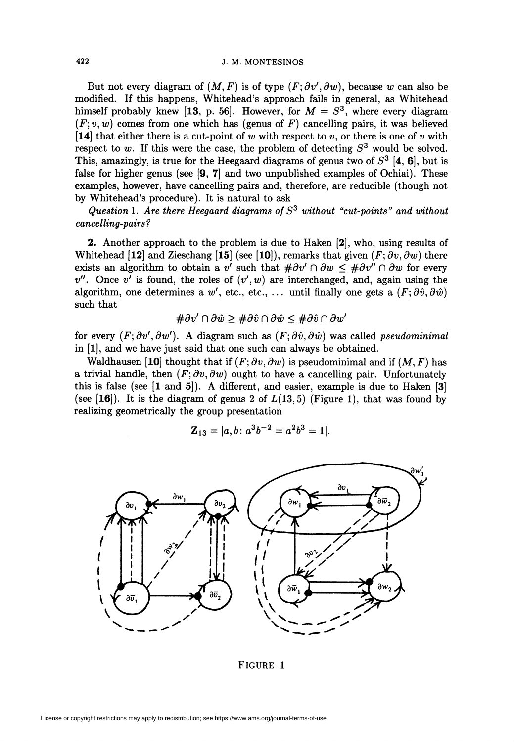But not every diagram of $(M, F)$ is of type $(F; \partial v', \partial w)$, because $w$ can also be modified. If this happens, Whitehead's approach fails in general, as Whitehead himself probably knew [**13**, p. 56]. However, for $M = S^3$, where every diagram $(F; v, w)$ comes from one which has (genus of $F$) cancelling pairs, it was believed [**14**] that either there is a cut-point of $w$ with respect to $v$, or there is one of $v$ with respect to $w$. If this were the case, the problem of detecting $S^3$ would be solved. This, amazingly, is true for the Heegaard diagrams of genus two of $S^3$ [**4**, **6**], but is false for higher genus (see [**9**, **7**] and two unpublished examples of Ochiai). These examples, however, have cancelling pairs and, therefore, are reducible (though not by Whitehead's procedure). It is natural to ask

*Question* 1. *Are there Heegaard diagrams of $S^3$ without "cut-points" and without cancelling-pairs?*

**2.** Another approach to the problem is due to Haken [**2**], who, using results of Whitehead [**12**] and Zieschang [**15**] (see [**10**]), remarks that given $(F; \partial v, \partial w)$ there exists an algorithm to obtain a $v'$ such that $\#\partial v' \cap \partial w \leq \#\partial v'' \cap \partial w$ for every $v''$. Once $v'$ is found, the roles of $(v', w)$ are interchanged, and, again using the algorithm, one determines a $w'$, etc., etc., ... until finally one gets a $(F; \partial\hat{v}, \partial\hat{w})$ such that

$$\#\partial v' \cap \partial\hat{w} \geq \#\partial\hat{v} \cap \partial\hat{w} \leq \#\partial\hat{v} \cap \partial w'$$

for every $(F; \partial v', \partial w')$. A diagram such as $(F; \partial\hat{v}, \partial\hat{w})$ was called *pseudominimal* in [**1**], and we have just said that one such can always be obtained.

Waldhausen [**10**] thought that if $(F; \partial v, \partial w)$ is pseudominimal and if $(M, F)$ has a trivial handle, then $(F; \partial v, \partial w)$ ought to have a cancelling pair. Unfortunately this is false (see [**1** and **5**]). A different, and easier, example is due to Haken [**3**] (see [**16**]). It is the diagram of genus 2 of $L(13, 5)$ (Figure 1), that was found by realizing geometrically the group presentation

$$\mathbf{Z}_{13} = |a, b \colon a^3 b^{-2} = a^2 b^3 = 1|.$$

FIGURE 1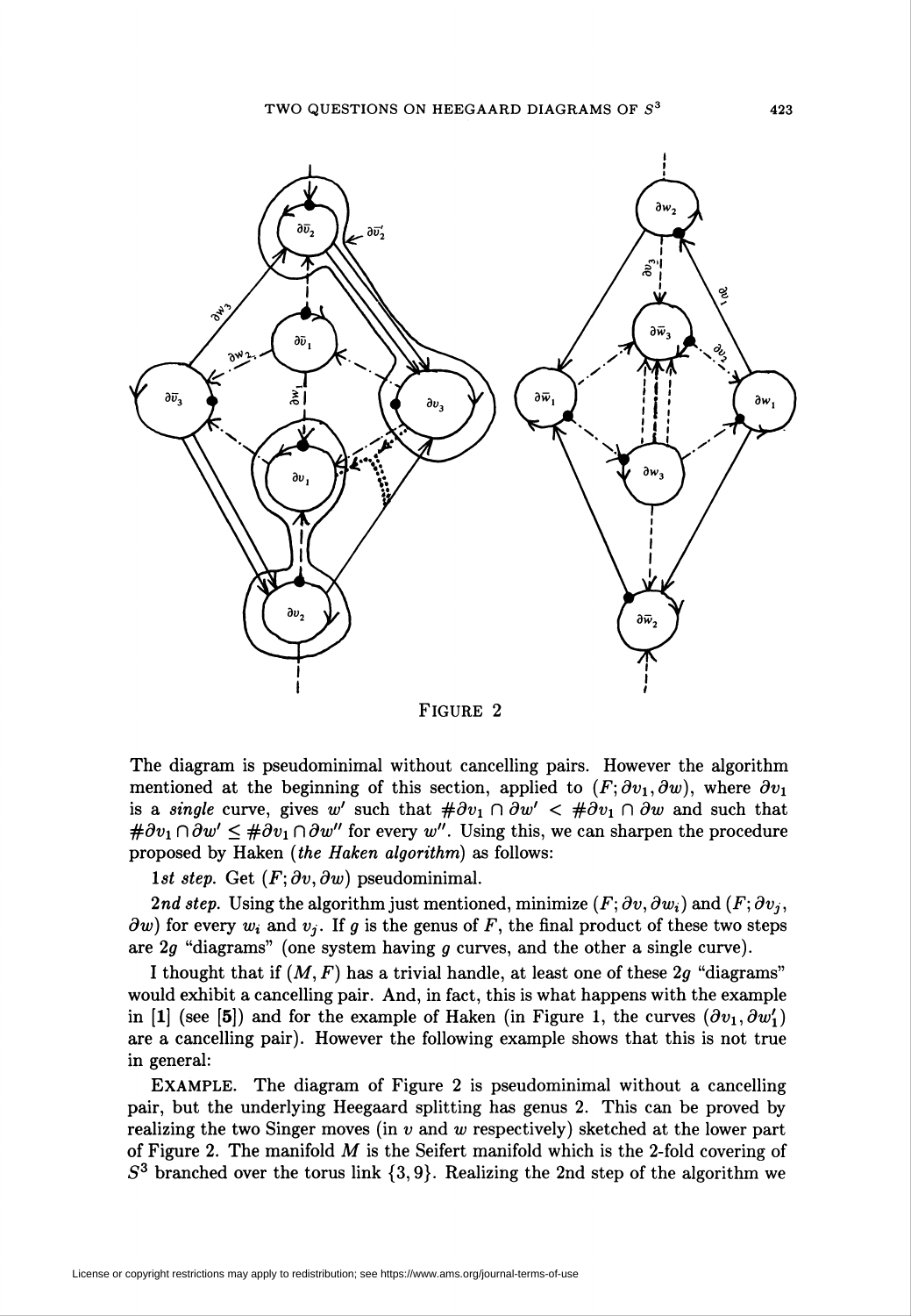FIGURE 2

The diagram is pseudominimal without cancelling pairs. However the algorithm mentioned at the beginning of this section, applied to $(F; \partial v_1, \partial w)$, where $\partial v_1$ is a *single* curve, gives $w'$ such that $\#\partial v_1 \cap \partial w' < \#\partial v_1 \cap \partial w$ and such that $\#\partial v_1 \cap \partial w' \leq \#\partial v_1 \cap \partial w''$ for every $w''$. Using this, we can sharpen the procedure proposed by Haken (*the Haken algorithm*) as follows:

*1st step.* Get $(F; \partial v, \partial w)$ pseudominimal.

*2nd step.* Using the algorithm just mentioned, minimize $(F; \partial v, \partial w_i)$ and $(F; \partial v_j, \partial w)$ for every $w_i$ and $v_j$. If $g$ is the genus of $F$, the final product of these two steps are $2g$ "diagrams" (one system having $g$ curves, and the other a single curve).

I thought that if $(M, F)$ has a trivial handle, at least one of these $2g$ "diagrams" would exhibit a cancelling pair. And, in fact, this is what happens with the example in [**1**] (see [**5**]) and for the example of Haken (in Figure 1, the curves $(\partial v_1, \partial w_1')$ are a cancelling pair). However the following example shows that this is not true in general:

EXAMPLE. The diagram of Figure 2 is pseudominimal without a cancelling pair, but the underlying Heegaard splitting has genus 2. This can be proved by realizing the two Singer moves (in $v$ and $w$ respectively) sketched at the lower part of Figure 2. The manifold $M$ is the Seifert manifold which is the 2-fold covering of $S^3$ branched over the torus link $\{3, 9\}$. Realizing the 2nd step of the algorithm we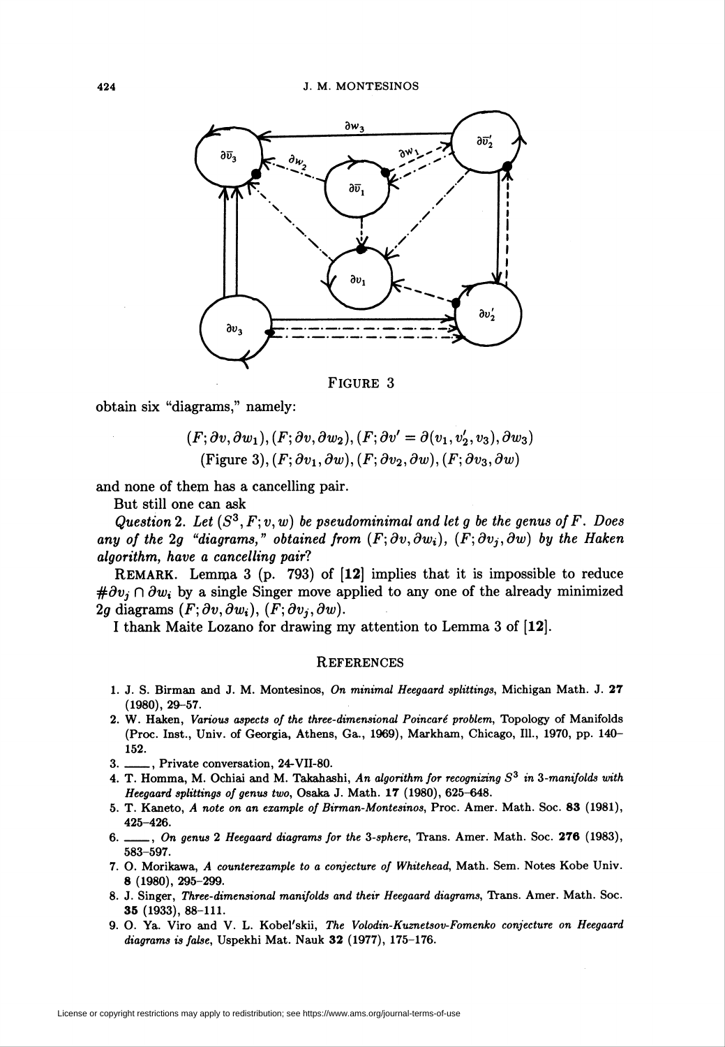FIGURE 3

obtain six "diagrams," namely:

$$(F; \partial v, \partial w_1), (F; \partial v, \partial w_2), (F; \partial v' = \partial(v_1, v_2', v_3), \partial w_3)$$
$$\text{(Figure 3)}, (F; \partial v_1, \partial w), (F; \partial v_2, \partial w), (F; \partial v_3, \partial w)$$

and none of them has a cancelling pair.

But still one can ask

*Question* 2. *Let $(S^3, F; v, w)$ be pseudominimal and let $g$ be the genus of $F$. Does any of the $2g$ "diagrams," obtained from $(F; \partial v, \partial w_i)$, $(F; \partial v_j, \partial w)$ by the Haken algorithm, have a cancelling pair?*

REMARK. Lemma 3 (p. 793) of [**12**] implies that it is impossible to reduce $\#\partial v_j \cap \partial w_i$ by a single Singer move applied to any one of the already minimized $2g$ diagrams $(F; \partial v, \partial w_i)$, $(F; \partial v_j, \partial w)$.

I thank Maite Lozano for drawing my attention to Lemma 3 of [**12**].

## REFERENCES

1. J. S. Birman and J. M. Montesinos, *On minimal Heegaard splittings*, Michigan Math. J. **27** (1980), 29–57.
2. W. Haken, *Various aspects of the three-dimensional Poincaré problem*, Topology of Manifolds (Proc. Inst., Univ. of Georgia, Athens, Ga., 1969), Markham, Chicago, Ill., 1970, pp. 140–152.
3. ——, Private conversation, 24-VII-80.
4. T. Homma, M. Ochiai and M. Takahashi, *An algorithm for recognizing $S^3$ in 3-manifolds with Heegaard splittings of genus two*, Osaka J. Math. **17** (1980), 625–648.
5. T. Kaneto, *A note on an example of Birman-Montesinos*, Proc. Amer. Math. Soc. **83** (1981), 425–426.
6. ——, *On genus 2 Heegaard diagrams for the 3-sphere*, Trans. Amer. Math. Soc. **276** (1983), 583–597.
7. O. Morikawa, *A counterexample to a conjecture of Whitehead*, Math. Sem. Notes Kobe Univ. **8** (1980), 295–299.
8. J. Singer, *Three-dimensional manifolds and their Heegaard diagrams*, Trans. Amer. Math. Soc. **35** (1933), 88–111.
9. O. Ya. Viro and V. L. Kobel'skii, *The Volodin-Kuznetsov-Fomenko conjecture on Heegaard diagrams is false*, Uspekhi Mat. Nauk **32** (1977), 175–176.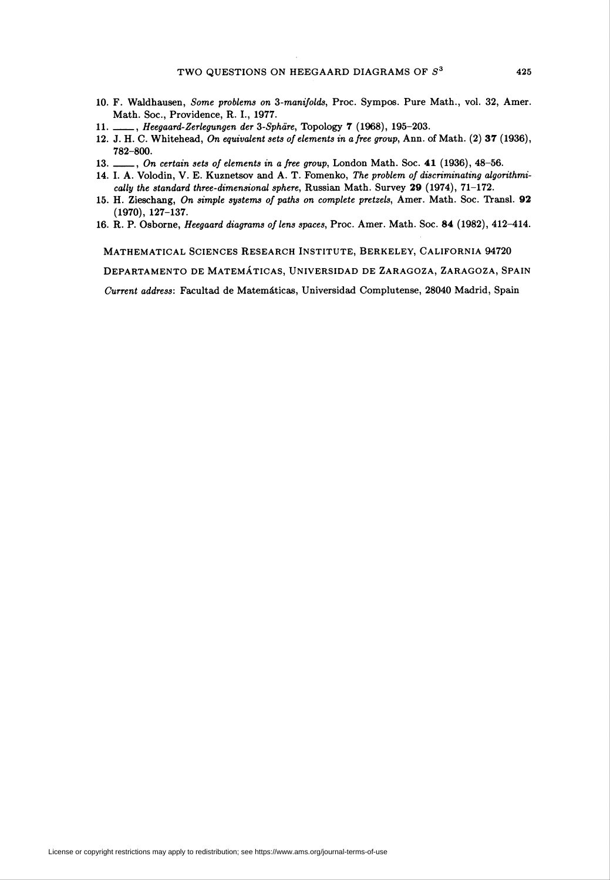10. F. Waldhausen, *Some problems on 3-manifolds*, Proc. Sympos. Pure Math., vol. 32, Amer. Math. Soc., Providence, R. I., 1977.
11. ——, *Heegaard-Zerlegungen der 3-Sphäre*, Topology **7** (1968), 195–203.
12. J. H. C. Whitehead, *On equivalent sets of elements in a free group*, Ann. of Math. (2) **37** (1936), 782–800.
13. ——, *On certain sets of elements in a free group*, London Math. Soc. **41** (1936), 48–56.
14. I. A. Volodin, V. E. Kuznetsov and A. T. Fomenko, *The problem of discriminating algorithmically the standard three-dimensional sphere*, Russian Math. Survey **29** (1974), 71–172.
15. H. Zieschang, *On simple systems of paths on complete pretzels*, Amer. Math. Soc. Transl. **92** (1970), 127–137.
16. R. P. Osborne, *Heegaard diagrams of lens spaces*, Proc. Amer. Math. Soc. **84** (1982), 412–414.

MATHEMATICAL SCIENCES RESEARCH INSTITUTE, BERKELEY, CALIFORNIA 94720

DEPARTAMENTO DE MATEMÁTICAS, UNIVERSIDAD DE ZARAGOZA, ZARAGOZA, SPAIN

*Current address*: Facultad de Matemáticas, Universidad Complutense, 28040 Madrid, Spain